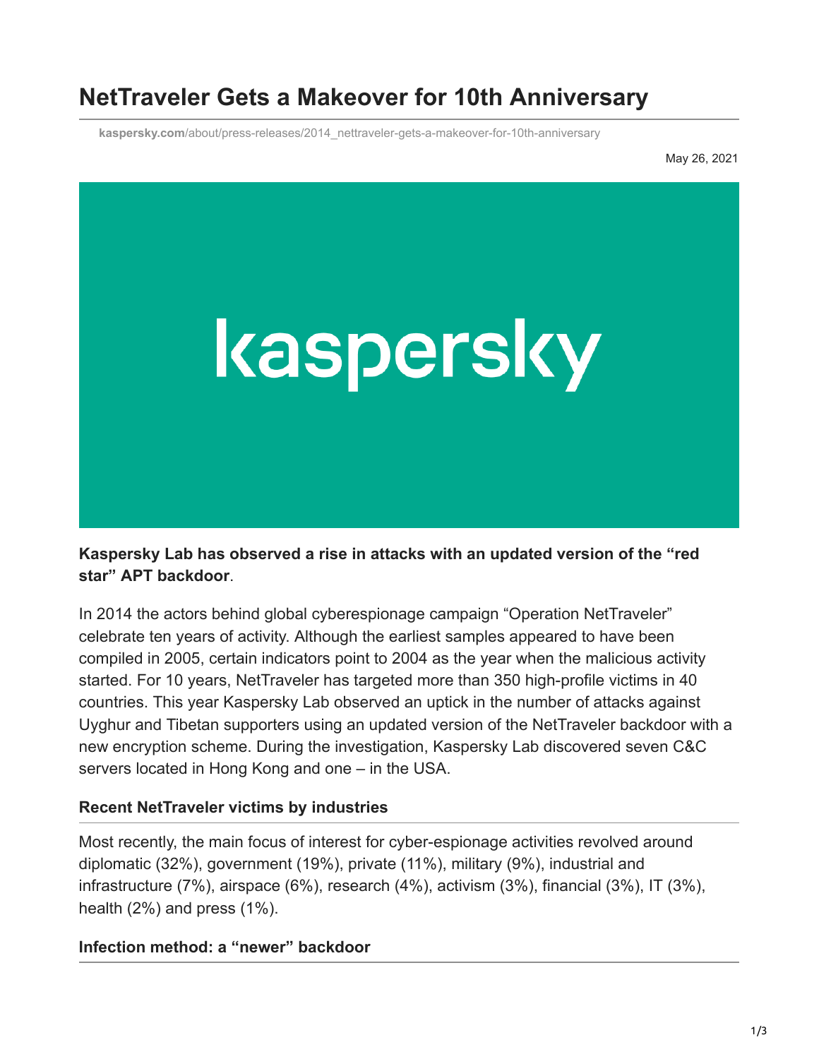# NetTraveler Gets a Makeover for 10th Anniversary

kaspersky.com/about/press-releases/2014_nettraveler-gets-a-makeover-for-10th-anniversary

May 26, 2021

**Kaspersky Lab has observed a rise in attacks with an updated version of the "red star" APT backdoor**.

In 2014 the actors behind global cyberespionage campaign "Operation NetTraveler" celebrate ten years of activity. Although the earliest samples appeared to have been compiled in 2005, certain indicators point to 2004 as the year when the malicious activity started. For 10 years, NetTraveler has targeted more than 350 high-profile victims in 40 countries. This year Kaspersky Lab observed an uptick in the number of attacks against Uyghur and Tibetan supporters using an updated version of the NetTraveler backdoor with a new encryption scheme. During the investigation, Kaspersky Lab discovered seven C&C servers located in Hong Kong and one – in the USA.

## Recent NetTraveler victims by industries

Most recently, the main focus of interest for cyber-espionage activities revolved around diplomatic (32%), government (19%), private (11%), military (9%), industrial and infrastructure (7%), airspace (6%), research (4%), activism (3%), financial (3%), IT (3%), health (2%) and press (1%).

## Infection method: a "newer" backdoor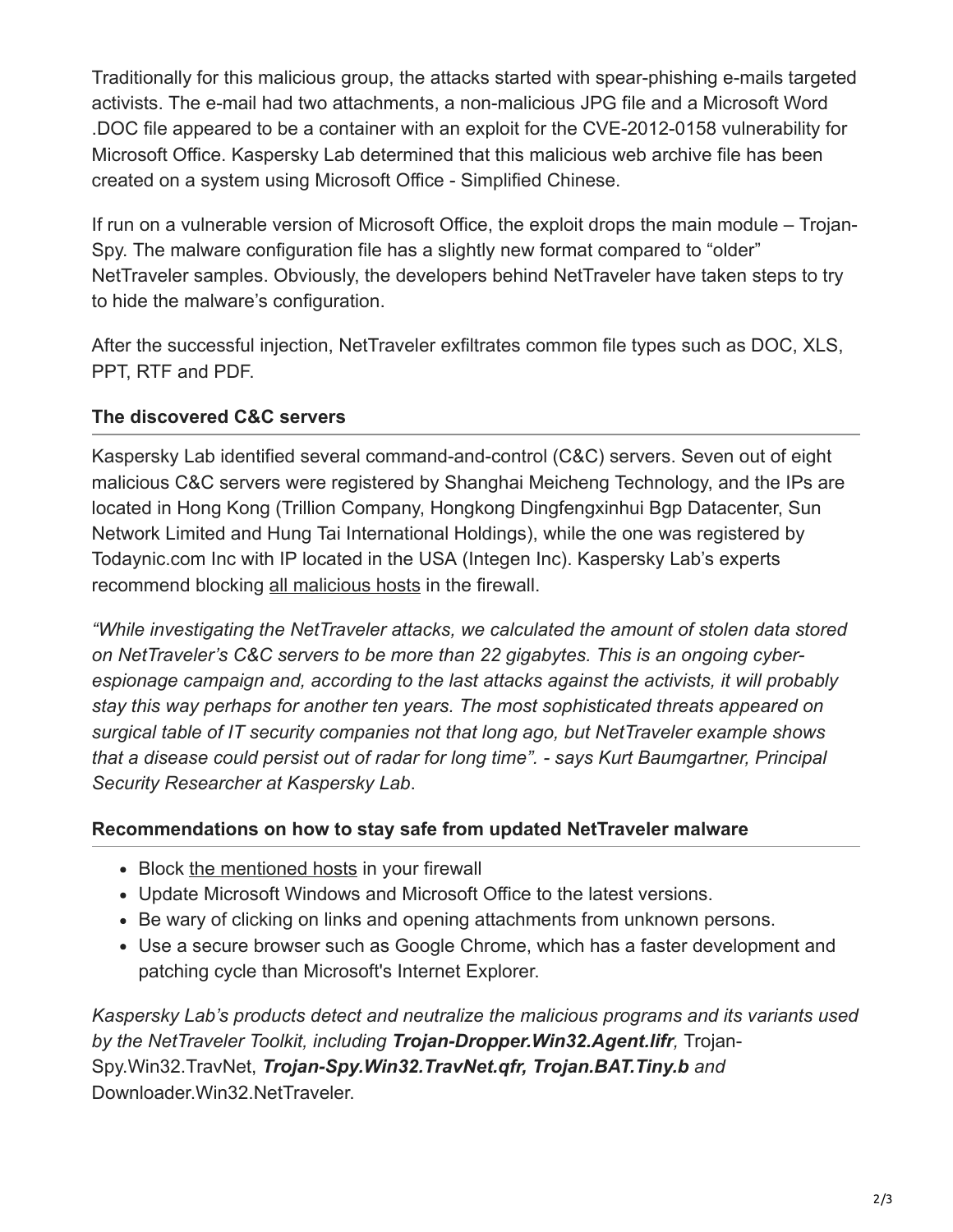Traditionally for this malicious group, the attacks started with spear-phishing e-mails targeted activists. The e-mail had two attachments, a non-malicious JPG file and a Microsoft Word .DOC file appeared to be a container with an exploit for the CVE-2012-0158 vulnerability for Microsoft Office. Kaspersky Lab determined that this malicious web archive file has been created on a system using Microsoft Office - Simplified Chinese.

If run on a vulnerable version of Microsoft Office, the exploit drops the main module – Trojan-Spy. The malware configuration file has a slightly new format compared to “older” NetTraveler samples. Obviously, the developers behind NetTraveler have taken steps to try to hide the malware’s configuration.

After the successful injection, NetTraveler exfiltrates common file types such as DOC, XLS, PPT, RTF and PDF.

### The discovered C&C servers

Kaspersky Lab identified several command-and-control (C&C) servers. Seven out of eight malicious C&C servers were registered by Shanghai Meicheng Technology, and the IPs are located in Hong Kong (Trillion Company, Hongkong Dingfengxinhui Bgp Datacenter, Sun Network Limited and Hung Tai International Holdings), while the one was registered by Todaynic.com Inc with IP located in the USA (Integen Inc). Kaspersky Lab’s experts recommend blocking all malicious hosts in the firewall.

*“While investigating the NetTraveler attacks, we calculated the amount of stolen data stored on NetTraveler’s C&C servers to be more than 22 gigabytes. This is an ongoing cyber-espionage campaign and, according to the last attacks against the activists, it will probably stay this way perhaps for another ten years. The most sophisticated threats appeared on surgical table of IT security companies not that long ago, but NetTraveler example shows that a disease could persist out of radar for long time”. - says Kurt Baumgartner, Principal Security Researcher at Kaspersky Lab*.

### Recommendations on how to stay safe from updated NetTraveler malware

- Block the mentioned hosts in your firewall
- Update Microsoft Windows and Microsoft Office to the latest versions.
- Be wary of clicking on links and opening attachments from unknown persons.
- Use a secure browser such as Google Chrome, which has a faster development and patching cycle than Microsoft's Internet Explorer.

*Kaspersky Lab’s products detect and neutralize the malicious programs and its variants used by the NetTraveler Toolkit, including **Trojan-Dropper.Win32.Agent.lifr**,* Trojan-Spy.Win32.TravNet, ***Trojan-Spy.Win32.TravNet.qfr, Trojan.BAT.Tiny.b** and* Downloader.Win32.NetTraveler.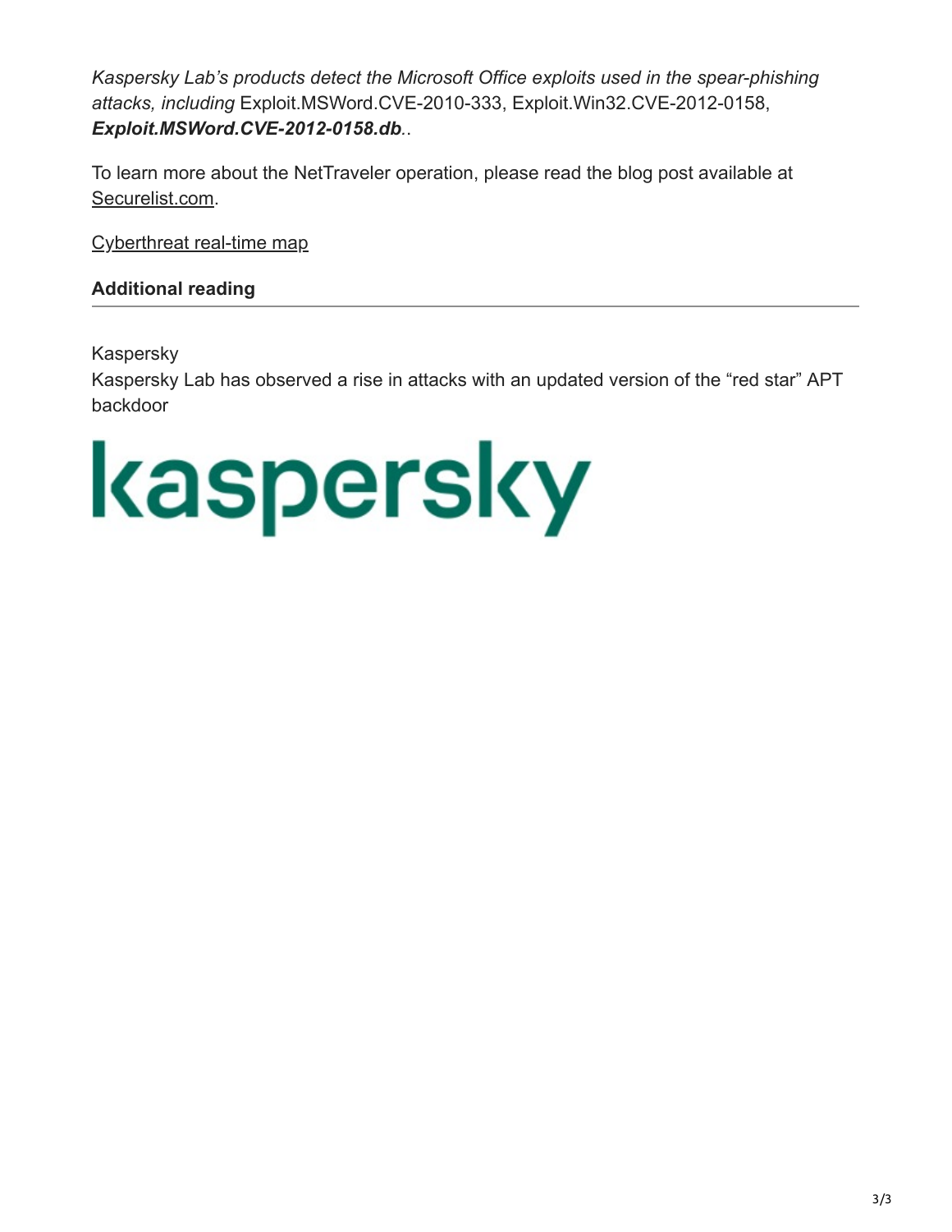*Kaspersky Lab's products detect the Microsoft Office exploits used in the spear-phishing attacks, including* Exploit.MSWord.CVE-2010-333, Exploit.Win32.CVE-2012-0158, ***Exploit.MSWord.CVE-2012-0158.db***..

To learn more about the NetTraveler operation, please read the blog post available at Securelist.com.

Cyberthreat real-time map

**Additional reading**

---

Kaspersky

Kaspersky Lab has observed a rise in attacks with an updated version of the "red star" APT backdoor

kaspersky